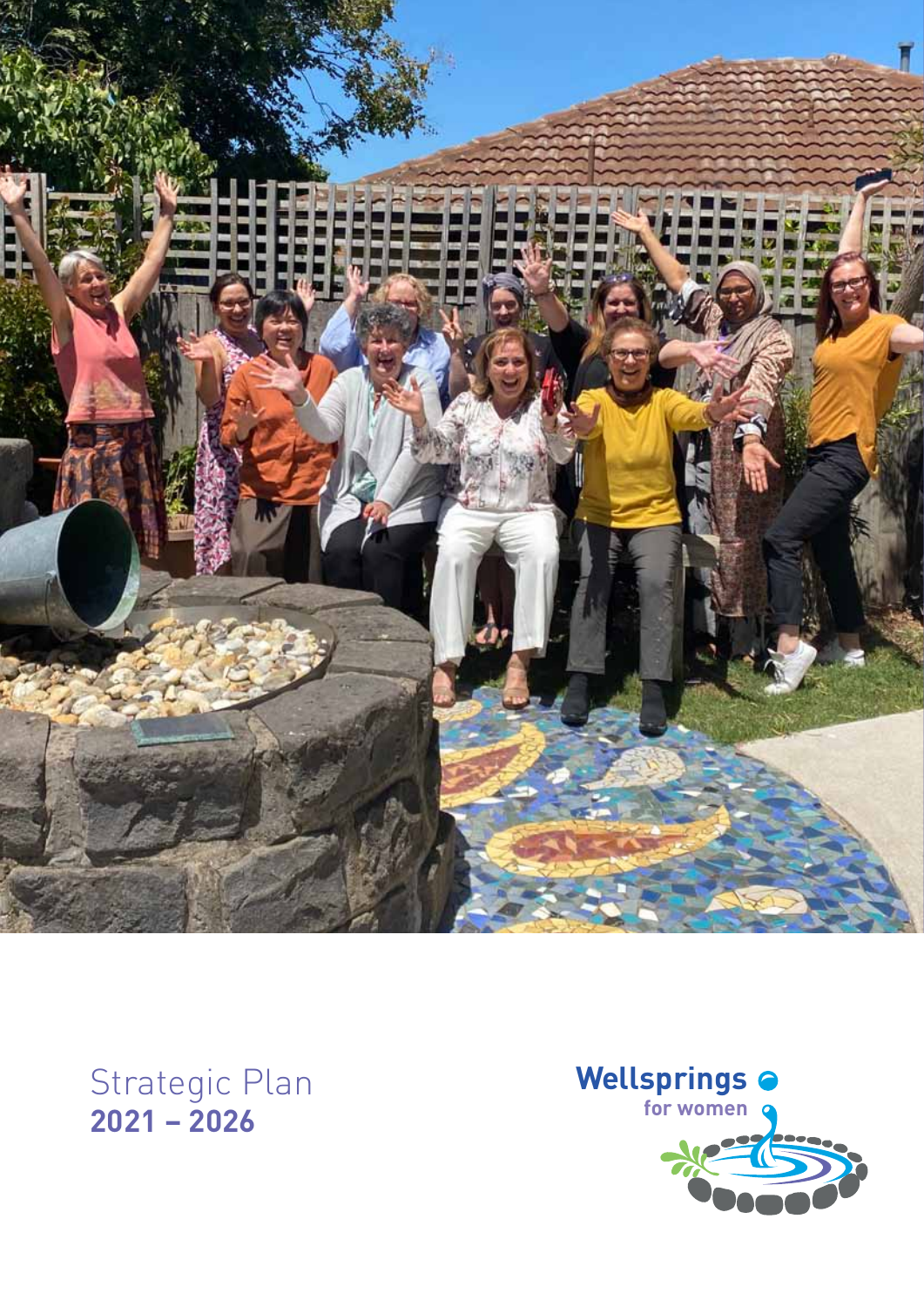Strategic Plan
**2021 – 2026**

Wellsprings for women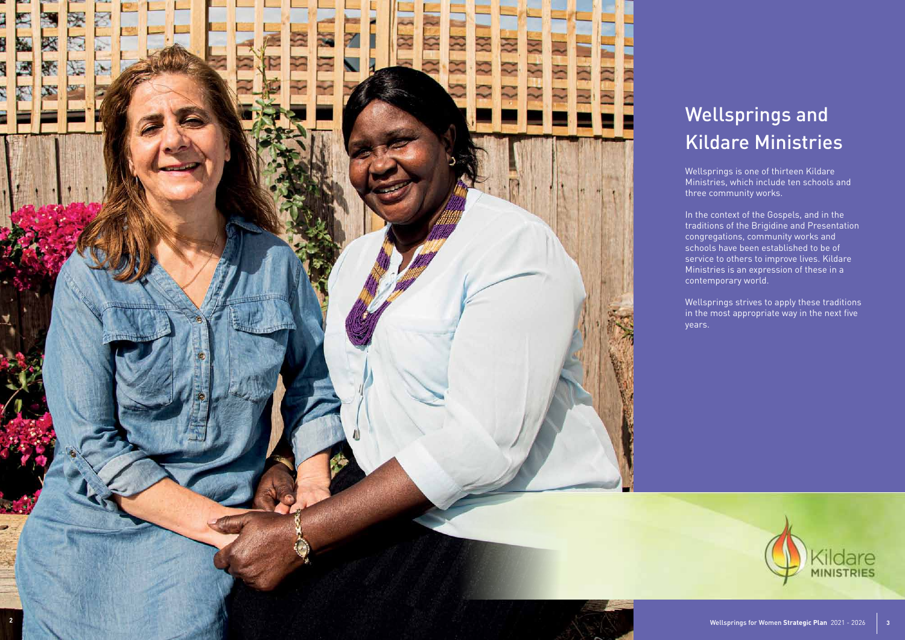# Wellsprings and Kildare Ministries

Wellsprings is one of thirteen Kildare Ministries, which include ten schools and three community works.

In the context of the Gospels, and in the traditions of the Brigidine and Presentation congregations, community works and schools have been established to be of service to others to improve lives. Kildare Ministries is an expression of these in a contemporary world.

Wellsprings strives to apply these traditions in the most appropriate way in the next five years.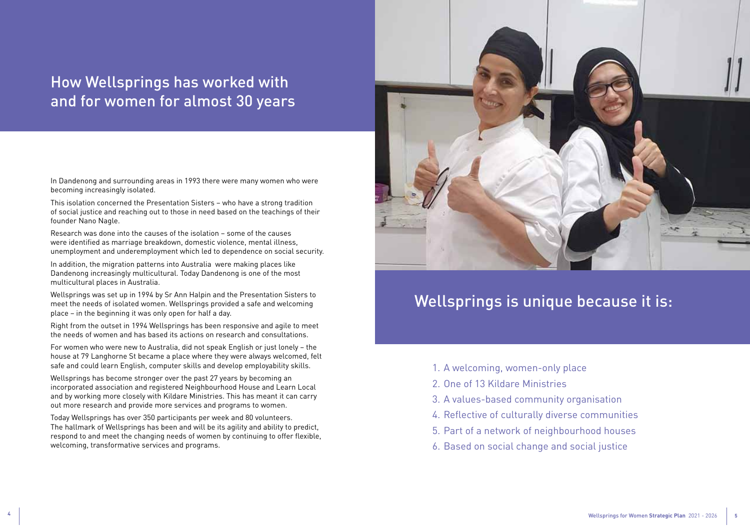## How Wellsprings has worked with and for women for almost 30 years

In Dandenong and surrounding areas in 1993 there were many women who were becoming increasingly isolated.

This isolation concerned the Presentation Sisters – who have a strong tradition of social justice and reaching out to those in need based on the teachings of their founder Nano Nagle.

Research was done into the causes of the isolation – some of the causes were identified as marriage breakdown, domestic violence, mental illness, unemployment and underemployment which led to dependence on social security.

In addition, the migration patterns into Australia were making places like Dandenong increasingly multicultural. Today Dandenong is one of the most multicultural places in Australia.

Wellsprings was set up in 1994 by Sr Ann Halpin and the Presentation Sisters to meet the needs of isolated women. Wellsprings provided a safe and welcoming place – in the beginning it was only open for half a day.

Right from the outset in 1994 Wellsprings has been responsive and agile to meet the needs of women and has based its actions on research and consultations.

For women who were new to Australia, did not speak English or just lonely – the house at 79 Langhorne St became a place where they were always welcomed, felt safe and could learn English, computer skills and develop employability skills.

Wellsprings has become stronger over the past 27 years by becoming an incorporated association and registered Neighbourhood House and Learn Local and by working more closely with Kildare Ministries. This has meant it can carry out more research and provide more services and programs to women.

Today Wellsprings has over 350 participants per week and 80 volunteers. The hallmark of Wellsprings has been and will be its agility and ability to predict, respond to and meet the changing needs of women by continuing to offer flexible, welcoming, transformative services and programs.

## Wellsprings is unique because it is:

1. A welcoming, women-only place
2. One of 13 Kildare Ministries
3. A values-based community organisation
4. Reflective of culturally diverse communities
5. Part of a network of neighbourhood houses
6. Based on social change and social justice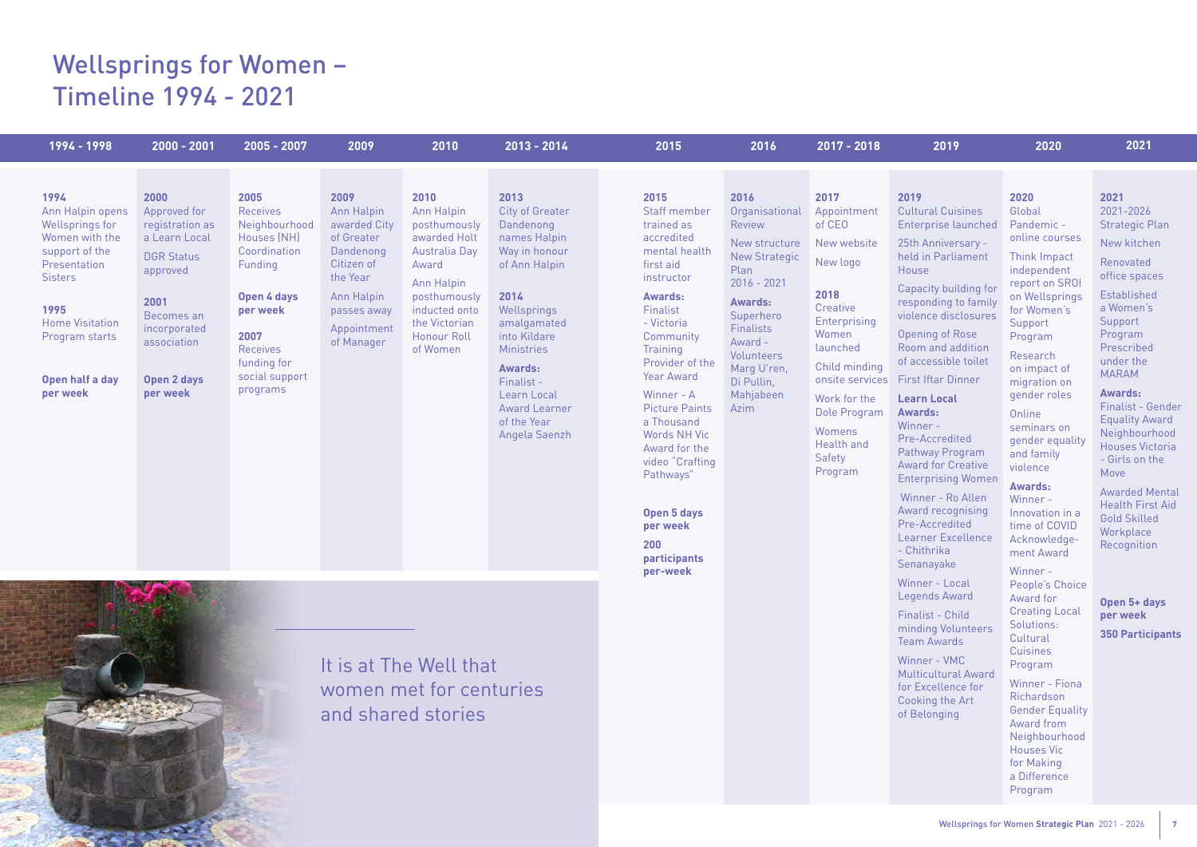# Wellsprings for Women – Timeline 1994 - 2021

## 1994 - 1998

**1994**
Ann Halpin opens Wellsprings for Women with the support of the Presentation Sisters

**1995**
Home Visitation Program starts

**Open half a day per week**

## 2000 - 2001

**2000**
Approved for registration as a Learn Local

DGR Status approved

**2001**
Becomes an incorporated association

**Open 2 days per week**

## 2005 - 2007

**2005**
Receives Neighbourhood Houses (NH) Coordination Funding

**Open 4 days per week**

**2007**
Receives funding for social support programs

## 2009

**2009**
Ann Halpin awarded City of Greater Dandenong Citizen of the Year

Ann Halpin passes away

Appointment of Manager

## 2010

**2010**
Ann Halpin posthumously awarded Holt Australia Day Award

Ann Halpin posthumously inducted onto the Victorian Honour Roll of Women

## 2013 - 2014

**2013**
City of Greater Dandenong names Halpin Way in honour of Ann Halpin

**2014**
Wellsprings amalgamated into Kildare Ministries

**Awards:**
Finalist - Learn Local Award Learner of the Year Angela Saenzh

## 2015

**2015**
Staff member trained as accredited mental health first aid instructor

**Awards:**
Finalist - Victoria Community Training Provider of the Year Award

Winner - A Picture Paints a Thousand Words NH Vic Award for the video "Crafting Pathways"

**Open 5 days per week**

**200 participants per-week**

## 2016

**2016**
Organisational Review

New structure

New Strategic Plan 2016 - 2021

**Awards:**
Superhero Finalists Award - Volunteers Marg U'ren, Di Pullin, Mahjabeen Azim

## 2017 - 2018

**2017**
Appointment of CEO

New website

New logo

**2018**
Creative Enterprising Women launched

Child minding onsite services

Work for the Dole Program

Womens Health and Safety Program

## 2019

**2019**
Cultural Cuisines Enterprise launched

25th Anniversary - held in Parliament House

Capacity building for responding to family violence disclosures

Opening of Rose Room and addition of accessible toilet

First Iftar Dinner

**Learn Local Awards:**
Winner - Pre-Accredited Pathway Program Award for Creative Enterprising Women

Winner - Ro Allen Award recognising Pre-Accredited Learner Excellence - Chithrika Senanayake

Winner - Local Legends Award

Finalist - Child minding Volunteers Team Awards

Winner - VMC Multicultural Award for Excellence for Cooking the Art of Belonging

## 2020

**2020**
Global Pandemic - online courses

Think Impact independent report on SROI on Wellsprings for Women's Support Program

Research on impact of migration on gender roles

Online seminars on gender equality and family violence

**Awards:**
Winner - Innovation in a time of COVID Acknowledgement Award

Winner - People's Choice Award for Creating Local Solutions: Cultural Cuisines Program

Winner - Fiona Richardson Gender Equality Award from Neighbourhood Houses Vic for Making a Difference Program

## 2021

**2021**
2021-2026 Strategic Plan

New kitchen

Renovated office spaces

Established a Women's Support Program Prescribed under the MARAM

**Awards:**
Finalist - Gender Equality Award Neighbourhood Houses Victoria - Girls on the Move

Awarded Mental Health First Aid Gold Skilled Workplace Recognition

**Open 5+ days per week**

**350 Participants**

---

It is at The Well that women met for centuries and shared stories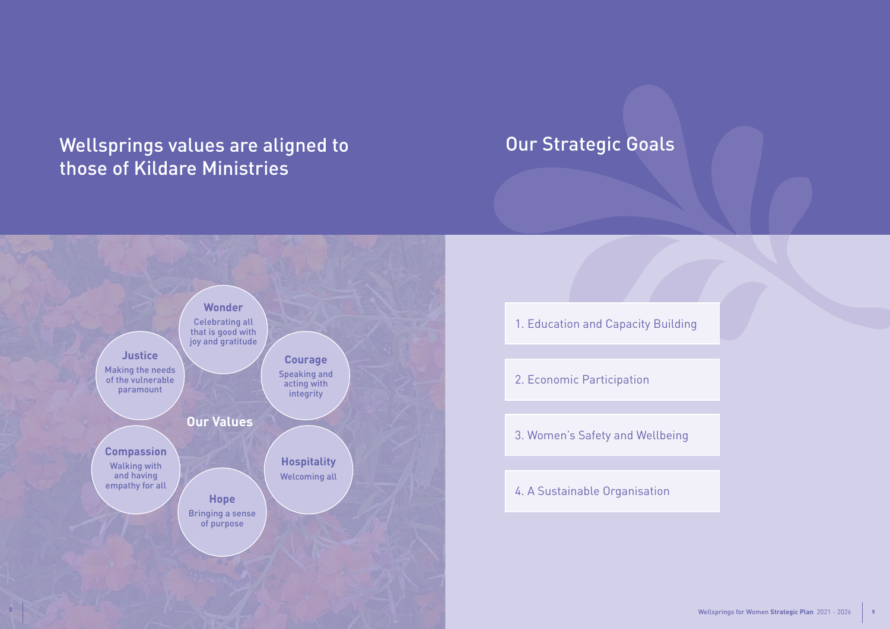## Wellsprings values are aligned to those of Kildare Ministries

### Our Values

**Wonder**
Celebrating all that is good with joy and gratitude

**Courage**
Speaking and acting with integrity

**Hospitality**
Welcoming all

**Hope**
Bringing a sense of purpose

**Compassion**
Walking with and having empathy for all

**Justice**
Making the needs of the vulnerable paramount

## Our Strategic Goals

1. Education and Capacity Building
2. Economic Participation
3. Women's Safety and Wellbeing
4. A Sustainable Organisation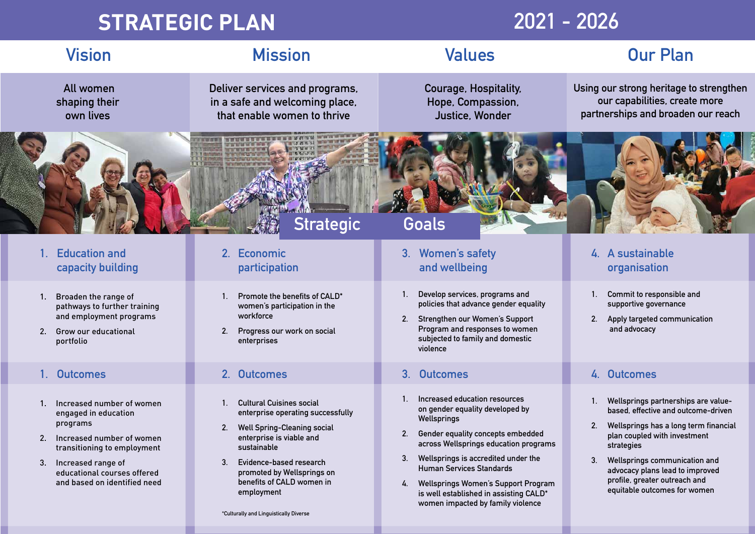# STRATEGIC PLAN 2021 - 2026

## Vision

All women shaping their own lives

## Mission

Deliver services and programs, in a safe and welcoming place, that enable women to thrive

## Values

Courage, Hospitality, Hope, Compassion, Justice, Wonder

## Our Plan

Using our strong heritage to strengthen our capabilities, create more partnerships and broaden our reach

## Strategic Goals

### 1. Education and capacity building

1. Broaden the range of pathways to further training and employment programs
2. Grow our educational portfolio

#### 1. Outcomes

1. Increased number of women engaged in education programs
2. Increased number of women transitioning to employment
3. Increased range of educational courses offered and based on identified need

### 2. Economic participation

1. Promote the benefits of CALD* women's participation in the workforce
2. Progress our work on social enterprises

#### 2. Outcomes

1. Cultural Cuisines social enterprise operating successfully
2. Well Spring-Cleaning social enterprise is viable and sustainable
3. Evidence-based research promoted by Wellsprings on benefits of CALD women in employment

*Culturally and Linguistically Diverse

### 3. Women's safety and wellbeing

1. Develop services, programs and policies that advance gender equality
2. Strengthen our Women's Support Program and responses to women subjected to family and domestic violence

#### 3. Outcomes

1. Increased education resources on gender equality developed by Wellsprings
2. Gender equality concepts embedded across Wellsprings education programs
3. Wellsprings is accredited under the Human Services Standards
4. Wellsprings Women's Support Program is well established in assisting CALD* women impacted by family violence

### 4. A sustainable organisation

1. Commit to responsible and supportive governance
2. Apply targeted communication and advocacy

#### 4. Outcomes

1. Wellsprings partnerships are value-based, effective and outcome-driven
2. Wellsprings has a long term financial plan coupled with investment strategies
3. Wellsprings communication and advocacy plans lead to improved profile, greater outreach and equitable outcomes for women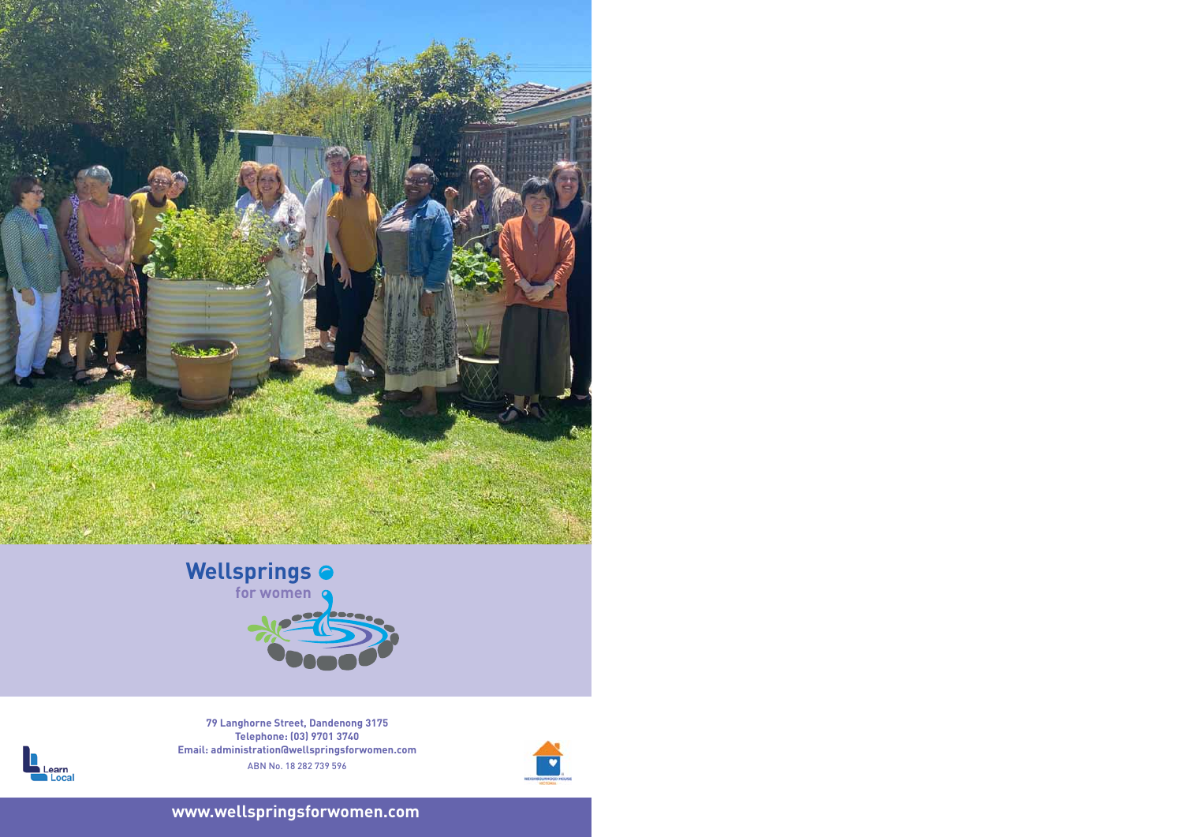Wellsprings for women

79 Langhorne Street, Dandenong 3175
Telephone: (03) 9701 3740
Email: administration@wellspringsforwomen.com
ABN No. 18 282 739 596

Learn Local

www.wellspringsforwomen.com